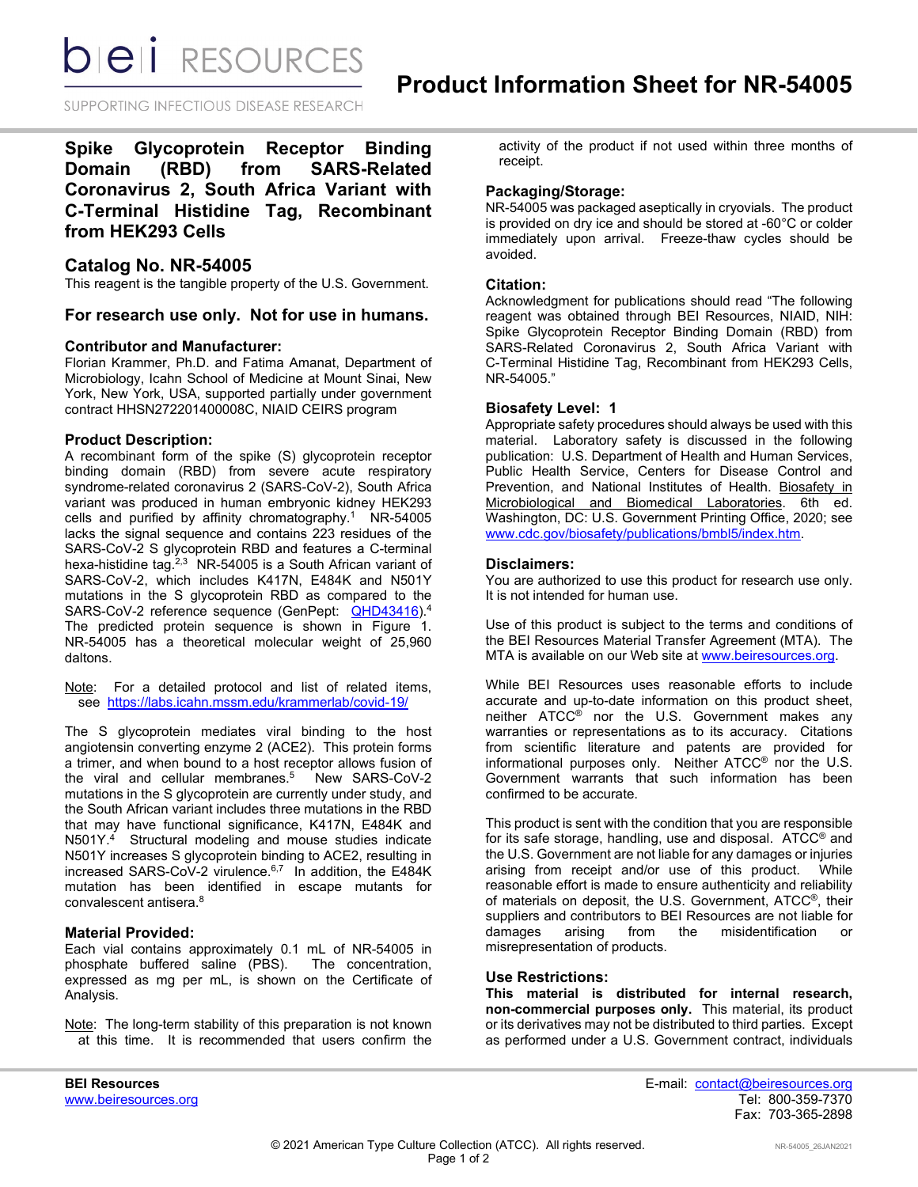# Product Information Sheet for NR-54005

## Spike Glycoprotein Receptor Binding Domain (RBD) from SARS-Related Coronavirus 2, South Africa Variant with C-Terminal Histidine Tag, Recombinant from HEK293 Cells

## Catalog No. NR-54005

This reagent is the tangible property of the U.S. Government.

### For research use only. Not for use in humans.

### Contributor and Manufacturer:

Florian Krammer, Ph.D. and Fatima Amanat, Department of Microbiology, Icahn School of Medicine at Mount Sinai, New York, New York, USA, supported partially under government contract HHSN272201400008C, NIAID CEIRS program

### Product Description:

A recombinant form of the spike (S) glycoprotein receptor binding domain (RBD) from severe acute respiratory syndrome-related coronavirus 2 (SARS-CoV-2), South Africa variant was produced in human embryonic kidney HEK293 cells and purified by affinity chromatography.[1] NR-54005 lacks the signal sequence and contains 223 residues of the SARS-CoV-2 S glycoprotein RBD and features a C-terminal hexa-histidine tag.[2,3] NR-54005 is a South African variant of SARS-CoV-2, which includes K417N, E484K and N501Y mutations in the S glycoprotein RBD as compared to the SARS-CoV-2 reference sequence (GenPept: QHD43416).[4] The predicted protein sequence is shown in Figure 1. NR-54005 has a theoretical molecular weight of 25,960 daltons.

Note: For a detailed protocol and list of related items, see https://labs.icahn.mssm.edu/krammerlab/covid-19/

The S glycoprotein mediates viral binding to the host angiotensin converting enzyme 2 (ACE2). This protein forms a trimer, and when bound to a host receptor allows fusion of the viral and cellular membranes.[5] New SARS-CoV-2 mutations in the S glycoprotein are currently under study, and the South African variant includes three mutations in the RBD that may have functional significance, K417N, E484K and N501Y.[4] Structural modeling and mouse studies indicate N501Y increases S glycoprotein binding to ACE2, resulting in increased SARS-CoV-2 virulence.[6,7] In addition, the E484K mutation has been identified in escape mutants for convalescent antisera.[8]

### Material Provided:

Each vial contains approximately 0.1 mL of NR-54005 in phosphate buffered saline (PBS). The concentration, expressed as mg per mL, is shown on the Certificate of Analysis.

Note: The long-term stability of this preparation is not known at this time. It is recommended that users confirm the activity of the product if not used within three months of receipt.

### Packaging/Storage:

NR-54005 was packaged aseptically in cryovials. The product is provided on dry ice and should be stored at -60°C or colder immediately upon arrival. Freeze-thaw cycles should be avoided.

### Citation:

Acknowledgment for publications should read "The following reagent was obtained through BEI Resources, NIAID, NIH: Spike Glycoprotein Receptor Binding Domain (RBD) from SARS-Related Coronavirus 2, South Africa Variant with C-Terminal Histidine Tag, Recombinant from HEK293 Cells, NR-54005."

### Biosafety Level: 1

Appropriate safety procedures should always be used with this material. Laboratory safety is discussed in the following publication: U.S. Department of Health and Human Services, Public Health Service, Centers for Disease Control and Prevention, and National Institutes of Health. Biosafety in Microbiological and Biomedical Laboratories. 6th ed. Washington, DC: U.S. Government Printing Office, 2020; see www.cdc.gov/biosafety/publications/bmbl5/index.htm.

### Disclaimers:

You are authorized to use this product for research use only. It is not intended for human use.

Use of this product is subject to the terms and conditions of the BEI Resources Material Transfer Agreement (MTA). The MTA is available on our Web site at www.beiresources.org.

While BEI Resources uses reasonable efforts to include accurate and up-to-date information on this product sheet, neither ATCC® nor the U.S. Government makes any warranties or representations as to its accuracy. Citations from scientific literature and patents are provided for informational purposes only. Neither ATCC® nor the U.S. Government warrants that such information has been confirmed to be accurate.

This product is sent with the condition that you are responsible for its safe storage, handling, use and disposal. ATCC® and the U.S. Government are not liable for any damages or injuries arising from receipt and/or use of this product. While reasonable effort is made to ensure authenticity and reliability of materials on deposit, the U.S. Government, ATCC®, their suppliers and contributors to BEI Resources are not liable for damages arising from the misidentification or misrepresentation of products.

### Use Restrictions:

**This material is distributed for internal research, non-commercial purposes only.** This material, its product or its derivatives may not be distributed to third parties. Except as performed under a U.S. Government contract, individuals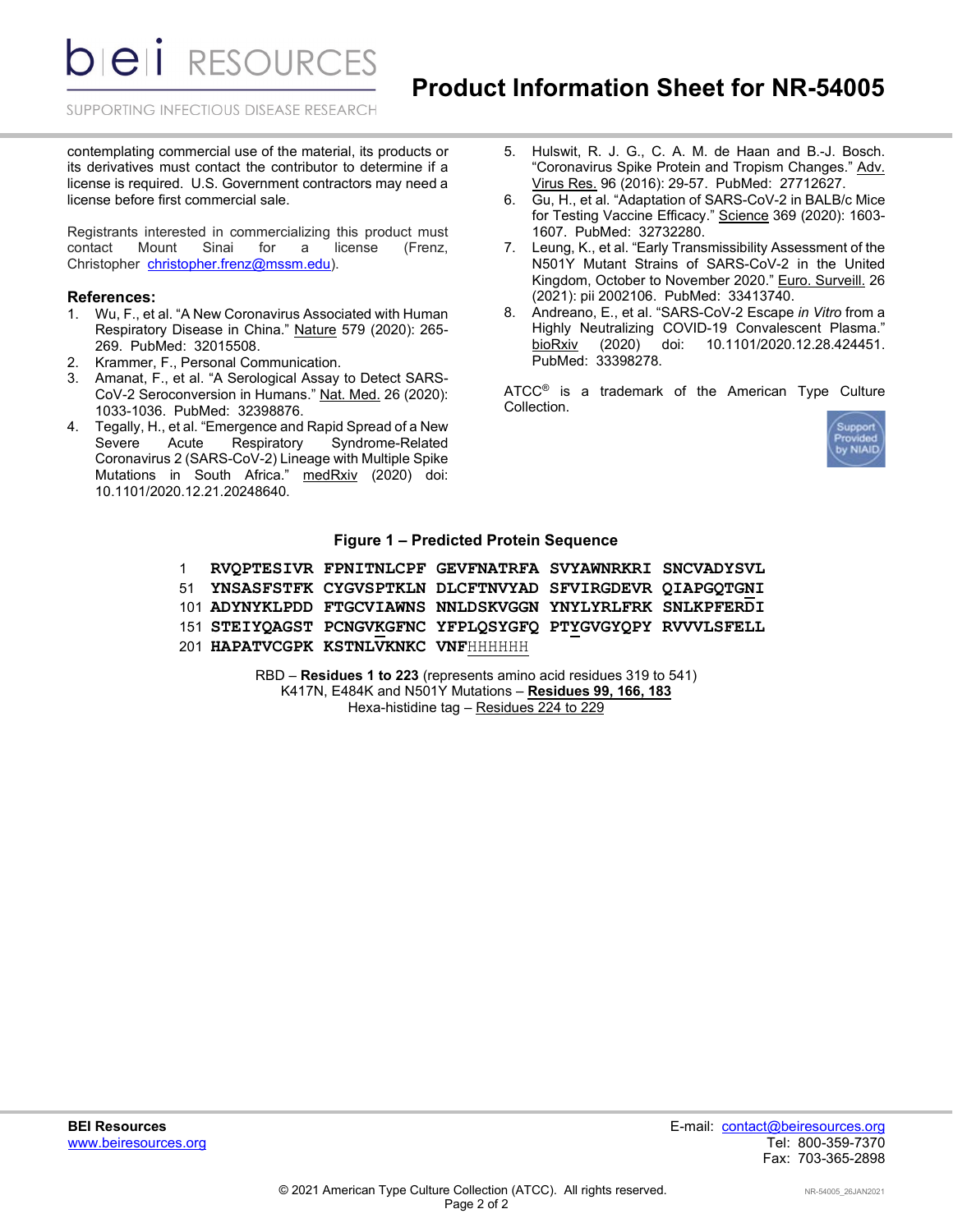contemplating commercial use of the material, its products or its derivatives must contact the contributor to determine if a license is required. U.S. Government contractors may need a license before first commercial sale.

Registrants interested in commercializing this product must contact Mount Sinai for a license (Frenz, Christopher christopher.frenz@mssm.edu).

### References:

1. Wu, F., et al. "A New Coronavirus Associated with Human Respiratory Disease in China." Nature 579 (2020): 265-269. PubMed: 32015508.
2. Krammer, F., Personal Communication.
3. Amanat, F., et al. "A Serological Assay to Detect SARS-CoV-2 Seroconversion in Humans." Nat. Med. 26 (2020): 1033-1036. PubMed: 32398876.
4. Tegally, H., et al. "Emergence and Rapid Spread of a New Severe Acute Respiratory Syndrome-Related Coronavirus 2 (SARS-CoV-2) Lineage with Multiple Spike Mutations in South Africa." medRxiv (2020) doi: 10.1101/2020.12.21.20248640.
5. Hulswit, R. J. G., C. A. M. de Haan and B.-J. Bosch. "Coronavirus Spike Protein and Tropism Changes." Adv. Virus Res. 96 (2016): 29-57. PubMed: 27712627.
6. Gu, H., et al. "Adaptation of SARS-CoV-2 in BALB/c Mice for Testing Vaccine Efficacy." Science 369 (2020): 1603-1607. PubMed: 32732280.
7. Leung, K., et al. "Early Transmissibility Assessment of the N501Y Mutant Strains of SARS-CoV-2 in the United Kingdom, October to November 2020." Euro. Surveill. 26 (2021): pii 2002106. PubMed: 33413740.
8. Andreano, E., et al. "SARS-CoV-2 Escape *in Vitro* from a Highly Neutralizing COVID-19 Convalescent Plasma." bioRxiv (2020) doi: 10.1101/2020.12.28.424451. PubMed: 33398278.

ATCC® is a trademark of the American Type Culture Collection.

### Figure 1 – Predicted Protein Sequence

```
1   RVQPTESIVR FPNITNLCPF GEVFNATRFA SVYAWNRKRI SNCVADYSVL
51  YNSASFSTFK CYGVSPTKLN DLCFTNVYAD SFVIRGDEVR QIAPGQTGNI
101 ADYNYKLPDD FTGCVIAWNS NNLDSKVGGN YNYLYRLFRK SNLKPFERDI
151 STEIYQAGST PCNGVKGFNC YFPLQSYGFQ PTYGVGYQPY RVVVLSFELL
201 HAPATVCGPK KSTNLVKNKC VNFHHHHHH
```

RBD – **Residues 1 to 223** (represents amino acid residues 319 to 541)
K417N, E484K and N501Y Mutations – **Residues 99, 166, 183**
Hexa-histidine tag – Residues 224 to 229

**BEI Resources**
www.beiresources.org

E-mail: contact@beiresources.org
Tel: 800-359-7370
Fax: 703-365-2898

© 2021 American Type Culture Collection (ATCC). All rights reserved.